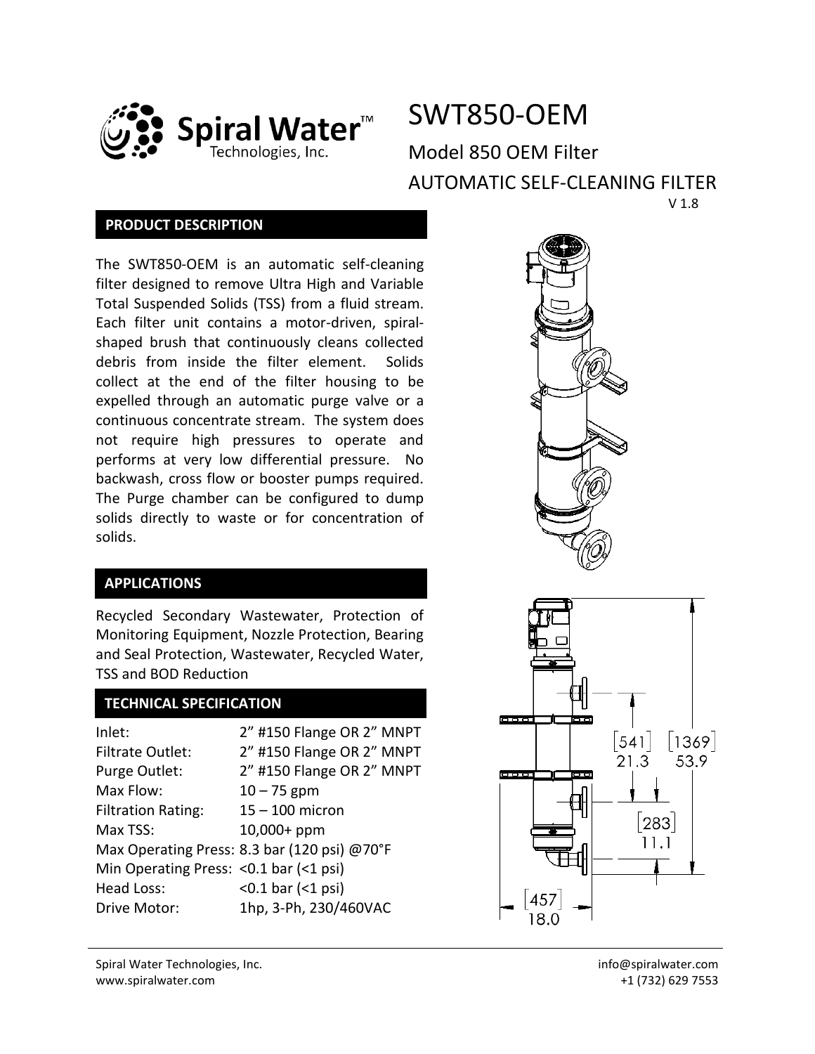# SWT850-OEM

## Model 850 OEM Filter

## AUTOMATIC SELF-CLEANING FILTER

V 1.8

## PRODUCT DESCRIPTION

The SWT850-OEM is an automatic self-cleaning filter designed to remove Ultra High and Variable Total Suspended Solids (TSS) from a fluid stream. Each filter unit contains a motor-driven, spiral-shaped brush that continuously cleans collected debris from inside the filter element. Solids collect at the end of the filter housing to be expelled through an automatic purge valve or a continuous concentrate stream. The system does not require high pressures to operate and performs at very low differential pressure. No backwash, cross flow or booster pumps required. The Purge chamber can be configured to dump solids directly to waste or for concentration of solids.

## APPLICATIONS

Recycled Secondary Wastewater, Protection of Monitoring Equipment, Nozzle Protection, Bearing and Seal Protection, Wastewater, Recycled Water, TSS and BOD Reduction

## TECHNICAL SPECIFICATION

| | |
|---|---|
| Inlet: | 2" #150 Flange OR 2" MNPT |
| Filtrate Outlet: | 2" #150 Flange OR 2" MNPT |
| Purge Outlet: | 2" #150 Flange OR 2" MNPT |
| Max Flow: | 10 – 75 gpm |
| Filtration Rating: | 15 – 100 micron |
| Max TSS: | 10,000+ ppm |
| Max Operating Press: | 8.3 bar (120 psi) @70°F |
| Min Operating Press: | <0.1 bar (<1 psi) |
| Head Loss: | <0.1 bar (<1 psi) |
| Drive Motor: | 1hp, 3-Ph, 230/460VAC |

[541] 21.3 [1369] 53.9 [283] 11.1 [457] 18.0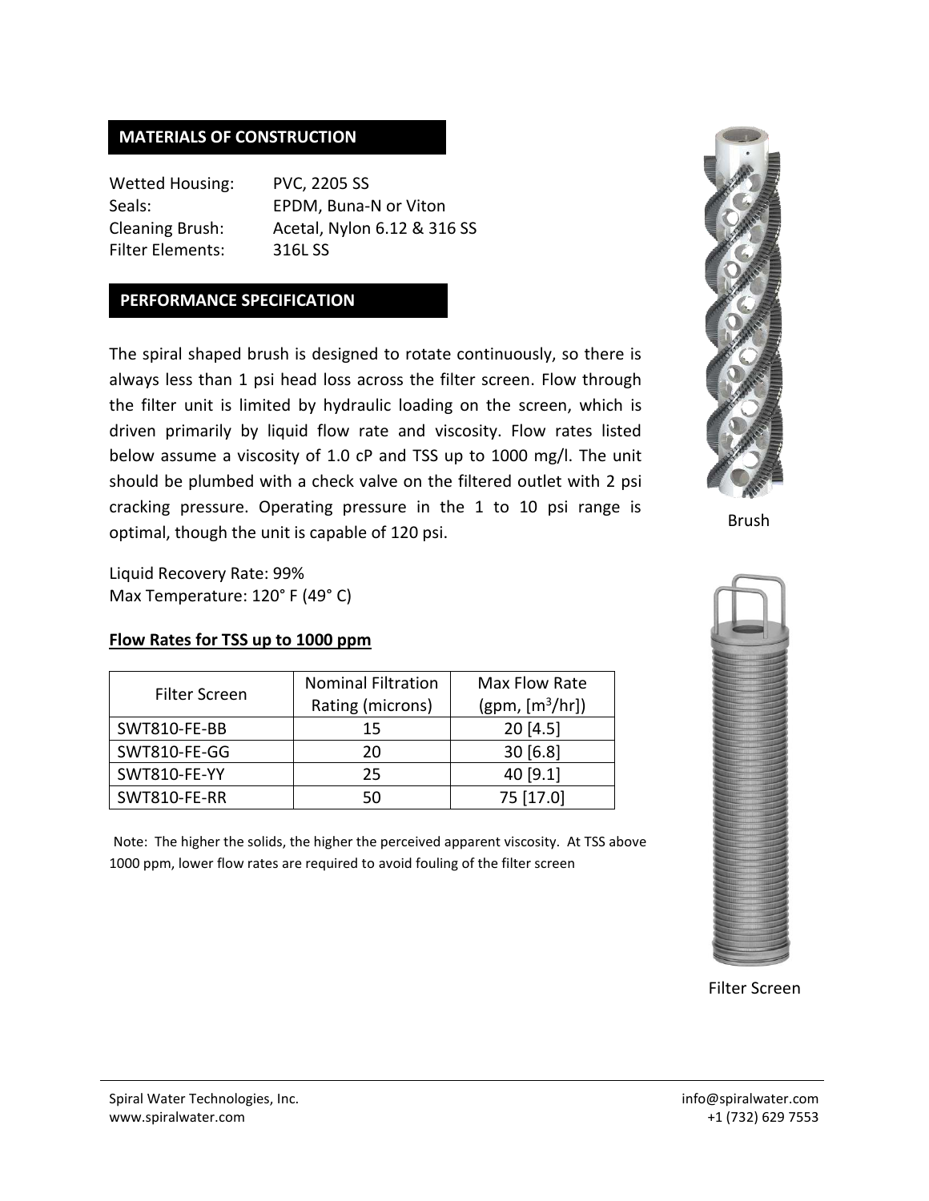## MATERIALS OF CONSTRUCTION

| | |
|---|---|
| Wetted Housing: | PVC, 2205 SS |
| Seals: | EPDM, Buna-N or Viton |
| Cleaning Brush: | Acetal, Nylon 6.12 & 316 SS |
| Filter Elements: | 316L SS |

## PERFORMANCE SPECIFICATION

The spiral shaped brush is designed to rotate continuously, so there is always less than 1 psi head loss across the filter screen. Flow through the filter unit is limited by hydraulic loading on the screen, which is driven primarily by liquid flow rate and viscosity. Flow rates listed below assume a viscosity of 1.0 cP and TSS up to 1000 mg/l. The unit should be plumbed with a check valve on the filtered outlet with 2 psi cracking pressure. Operating pressure in the 1 to 10 psi range is optimal, though the unit is capable of 120 psi.

Brush

Liquid Recovery Rate: 99%
Max Temperature: 120° F (49° C)

**Flow Rates for TSS up to 1000 ppm**

| Filter Screen | Nominal Filtration Rating (microns) | Max Flow Rate (gpm, [$m^3$/hr]) |
|---|---|---|
| SWT810-FE-BB | 15 | 20 [4.5] |
| SWT810-FE-GG | 20 | 30 [6.8] |
| SWT810-FE-YY | 25 | 40 [9.1] |
| SWT810-FE-RR | 50 | 75 [17.0] |

Note: The higher the solids, the higher the perceived apparent viscosity. At TSS above 1000 ppm, lower flow rates are required to avoid fouling of the filter screen

Filter Screen